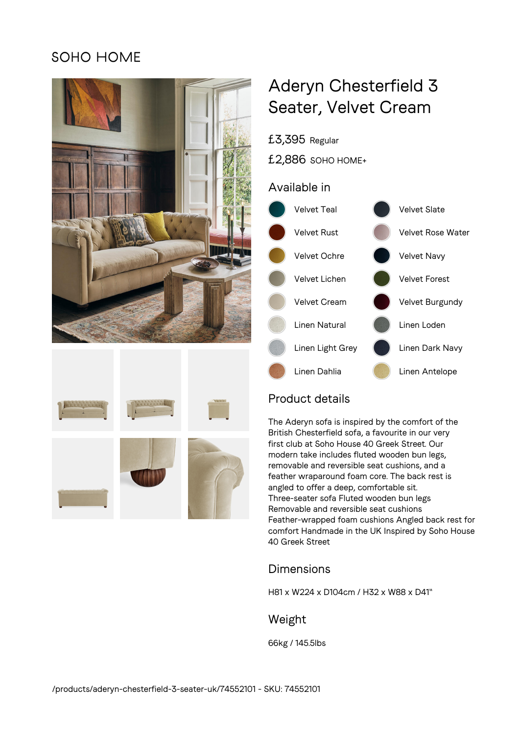SOHO HOME

# Aderyn Chesterfield 3 Seater, Velvet Cream

£3,395 Regular

£2,886 SOHO HOME+

## Available in

- Velvet Teal
- Velvet Slate
- Velvet Rust
- Velvet Rose Water
- Velvet Ochre
- Velvet Navy
- Velvet Lichen
- Velvet Forest
- Velvet Cream
- Velvet Burgundy
- Linen Natural
- Linen Loden
- Linen Light Grey
- Linen Dark Navy
- Linen Dahlia
- Linen Antelope

## Product details

The Aderyn sofa is inspired by the comfort of the British Chesterfield sofa, a favourite in our very first club at Soho House 40 Greek Street. Our modern take includes fluted wooden bun legs, removable and reversible seat cushions, and a feather wraparound foam core. The back rest is angled to offer a deep, comfortable sit.
Three-seater sofa Fluted wooden bun legs
Removable and reversible seat cushions
Feather-wrapped foam cushions Angled back rest for comfort Handmade in the UK Inspired by Soho House 40 Greek Street

## Dimensions

H81 x W224 x D104cm / H32 x W88 x D41"

## Weight

66kg / 145.5lbs

/products/aderyn-chesterfield-3-seater-uk/74552101 - SKU: 74552101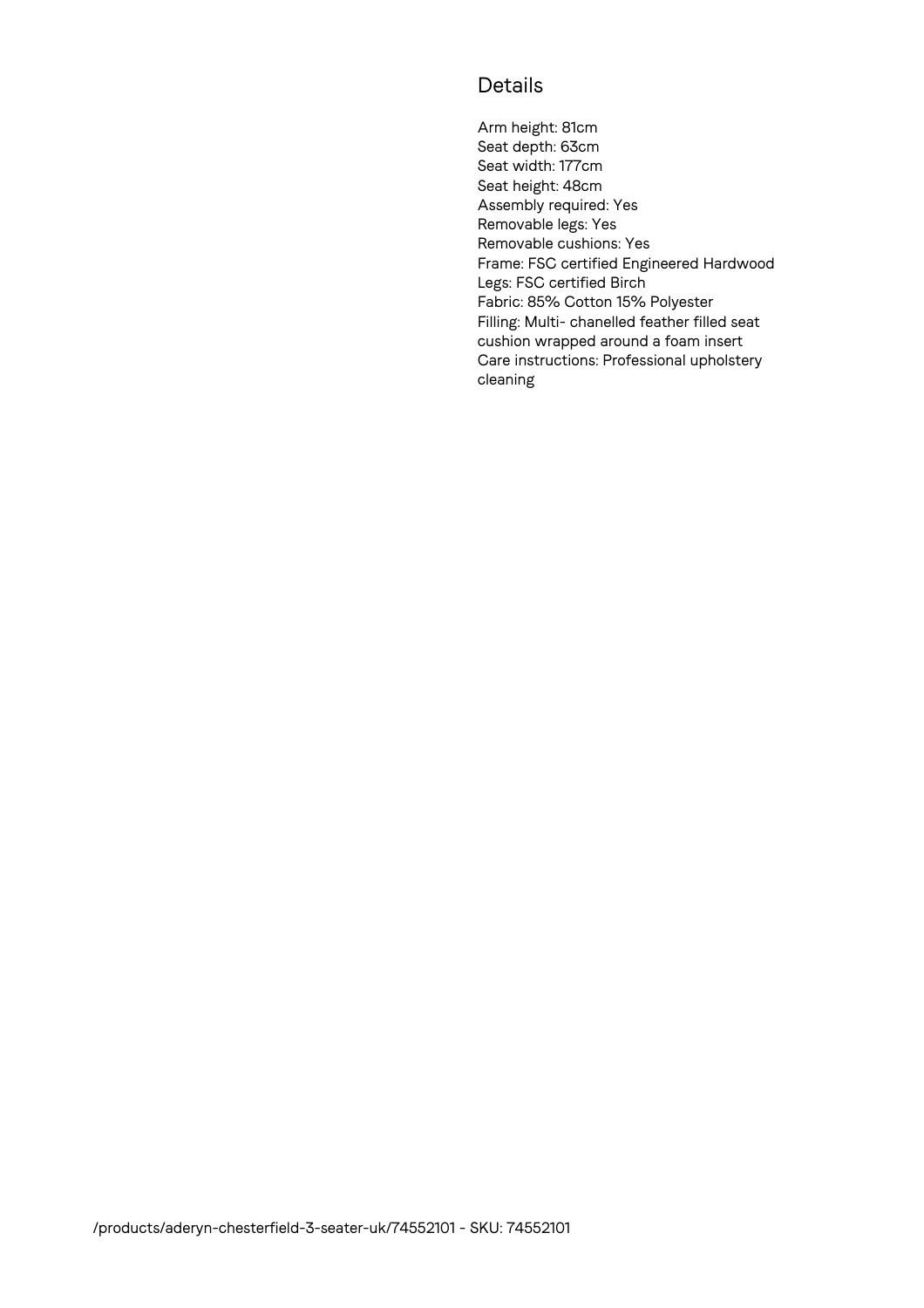## Details

Arm height: 81cm
Seat depth: 63cm
Seat width: 177cm
Seat height: 48cm
Assembly required: Yes
Removable legs: Yes
Removable cushions: Yes
Frame: FSC certified Engineered Hardwood
Legs: FSC certified Birch
Fabric: 85% Cotton 15% Polyester
Filling: Multi- chanelled feather filled seat cushion wrapped around a foam insert
Care instructions: Professional upholstery cleaning

/products/aderyn-chesterfield-3-seater-uk/74552101 - SKU: 74552101